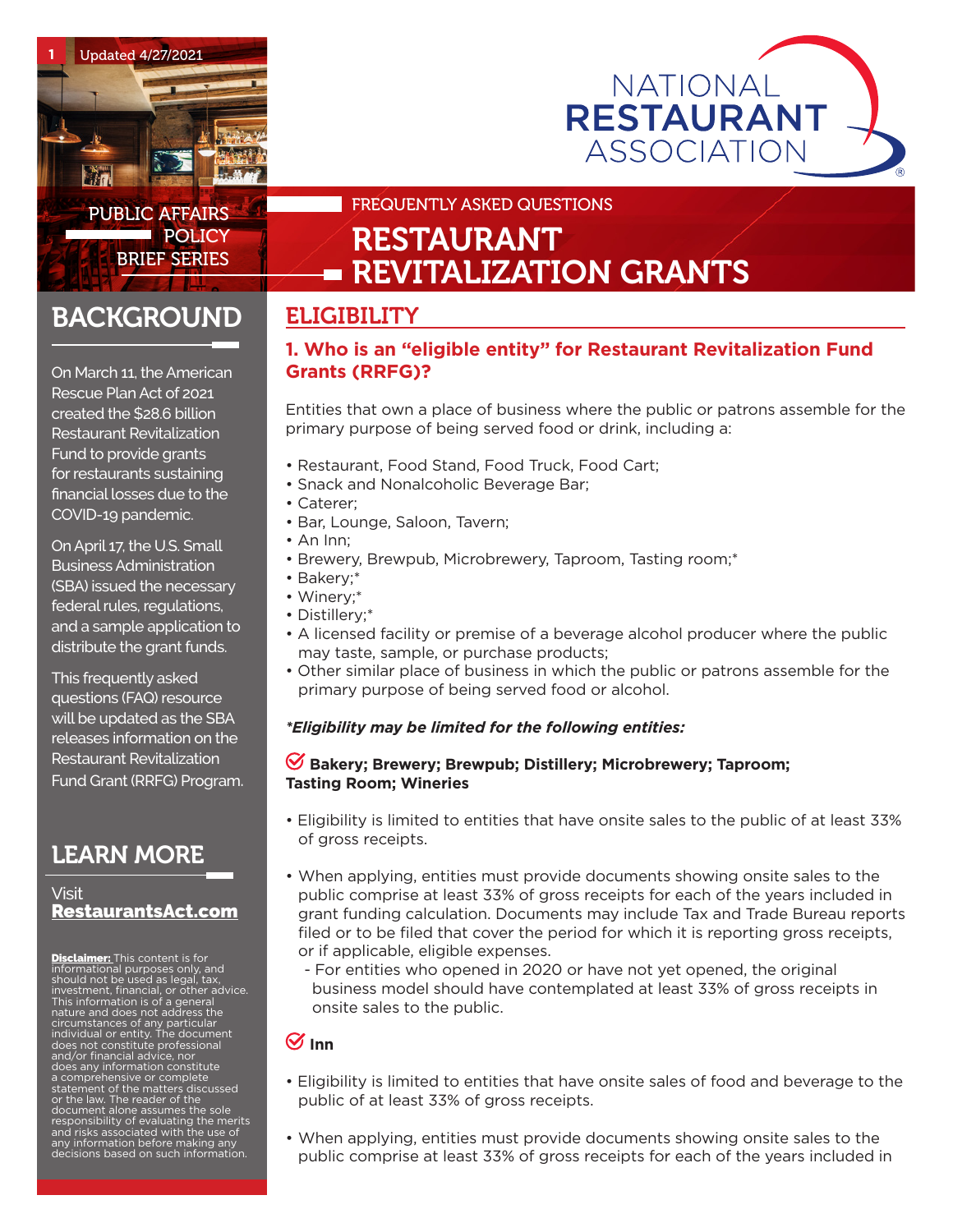Updated 4/27/2021

# NATIONAL RESTAURANT ASSOCIATION

PUBLIC AFFAIRS POLICY BRIEF SERIES

FREQUENTLY ASKED QUESTIONS

# RESTAURANT REVITALIZATION GRANTS

## BACKGROUND

On March 11, the American Rescue Plan Act of 2021 created the $28.6 billion Restaurant Revitalization Fund to provide grants for restaurants sustaining financial losses due to the COVID-19 pandemic.

On April 17, the U.S. Small Business Administration (SBA) issued the necessary federal rules, regulations, and a sample application to distribute the grant funds.

This frequently asked questions (FAQ) resource will be updated as the SBA releases information on the Restaurant Revitalization Fund Grant (RRFG) Program.

## LEARN MORE

Visit **RestaurantsAct.com**

**Disclaimer:** This content is for informational purposes only, and should not be used as legal, tax, investment, financial, or other advice. This information is of a general nature and does not address the circumstances of any particular individual or entity. The document does not constitute professional and/or financial advice, nor does any information constitute a comprehensive or complete statement of the matters discussed or the law. The reader of the document alone assumes the sole responsibility of evaluating the merits and risks associated with the use of any information before making any decisions based on such information.

## ELIGIBILITY

### 1. Who is an "eligible entity" for Restaurant Revitalization Fund Grants (RRFG)?

Entities that own a place of business where the public or patrons assemble for the primary purpose of being served food or drink, including a:

- Restaurant, Food Stand, Food Truck, Food Cart;
- Snack and Nonalcoholic Beverage Bar;
- Caterer;
- Bar, Lounge, Saloon, Tavern;
- An Inn;
- Brewery, Brewpub, Microbrewery, Taproom, Tasting room;*
- Bakery;*
- Winery;*
- Distillery;*
- A licensed facility or premise of a beverage alcohol producer where the public may taste, sample, or purchase products;
- Other similar place of business in which the public or patrons assemble for the primary purpose of being served food or alcohol.

***Eligibility may be limited for the following entities:***

**Bakery; Brewery; Brewpub; Distillery; Microbrewery; Taproom; Tasting Room; Wineries**

- Eligibility is limited to entities that have onsite sales to the public of at least 33% of gross receipts.
- When applying, entities must provide documents showing onsite sales to the public comprise at least 33% of gross receipts for each of the years included in grant funding calculation. Documents may include Tax and Trade Bureau reports filed or to be filed that cover the period for which it is reporting gross receipts, or if applicable, eligible expenses.
  - For entities who opened in 2020 or have not yet opened, the original business model should have contemplated at least 33% of gross receipts in onsite sales to the public.

**Inn**

- Eligibility is limited to entities that have onsite sales of food and beverage to the public of at least 33% of gross receipts.
- When applying, entities must provide documents showing onsite sales to the public comprise at least 33% of gross receipts for each of the years included in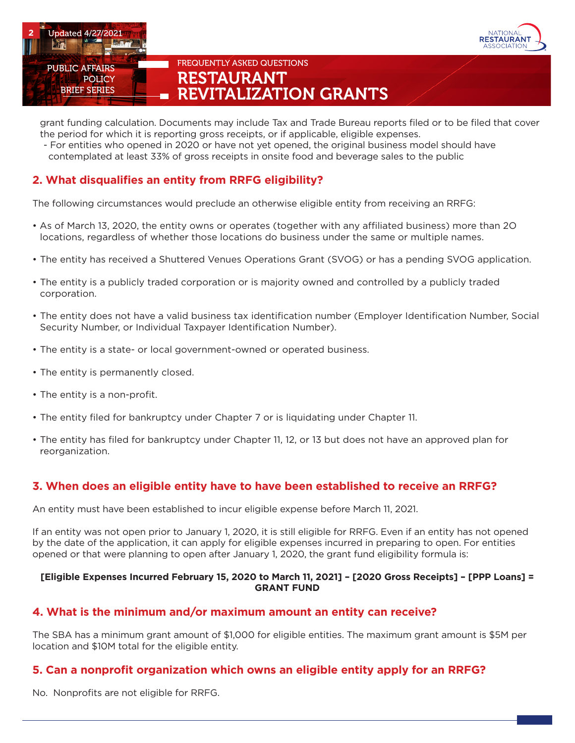grant funding calculation. Documents may include Tax and Trade Bureau reports filed or to be filed that cover the period for which it is reporting gross receipts, or if applicable, eligible expenses.
- For entities who opened in 2020 or have not yet opened, the original business model should have contemplated at least 33% of gross receipts in onsite food and beverage sales to the public

## 2. What disqualifies an entity from RRFG eligibility?

The following circumstances would preclude an otherwise eligible entity from receiving an RRFG:

- As of March 13, 2020, the entity owns or operates (together with any affiliated business) more than 20 locations, regardless of whether those locations do business under the same or multiple names.
- The entity has received a Shuttered Venues Operations Grant (SVOG) or has a pending SVOG application.
- The entity is a publicly traded corporation or is majority owned and controlled by a publicly traded corporation.
- The entity does not have a valid business tax identification number (Employer Identification Number, Social Security Number, or Individual Taxpayer Identification Number).
- The entity is a state- or local government-owned or operated business.
- The entity is permanently closed.
- The entity is a non-profit.
- The entity filed for bankruptcy under Chapter 7 or is liquidating under Chapter 11.
- The entity has filed for bankruptcy under Chapter 11, 12, or 13 but does not have an approved plan for reorganization.

## 3. When does an eligible entity have to have been established to receive an RRFG?

An entity must have been established to incur eligible expense before March 11, 2021.

If an entity was not open prior to January 1, 2020, it is still eligible for RRFG. Even if an entity has not opened by the date of the application, it can apply for eligible expenses incurred in preparing to open. For entities opened or that were planning to open after January 1, 2020, the grant fund eligibility formula is:

**[Eligible Expenses Incurred February 15, 2020 to March 11, 2021] – [2020 Gross Receipts] – [PPP Loans] = GRANT FUND**

## 4. What is the minimum and/or maximum amount an entity can receive?

The SBA has a minimum grant amount of $1,000 for eligible entities. The maximum grant amount is $5M per location and $10M total for the eligible entity.

## 5. Can a nonprofit organization which owns an eligible entity apply for an RRFG?

No. Nonprofits are not eligible for RRFG.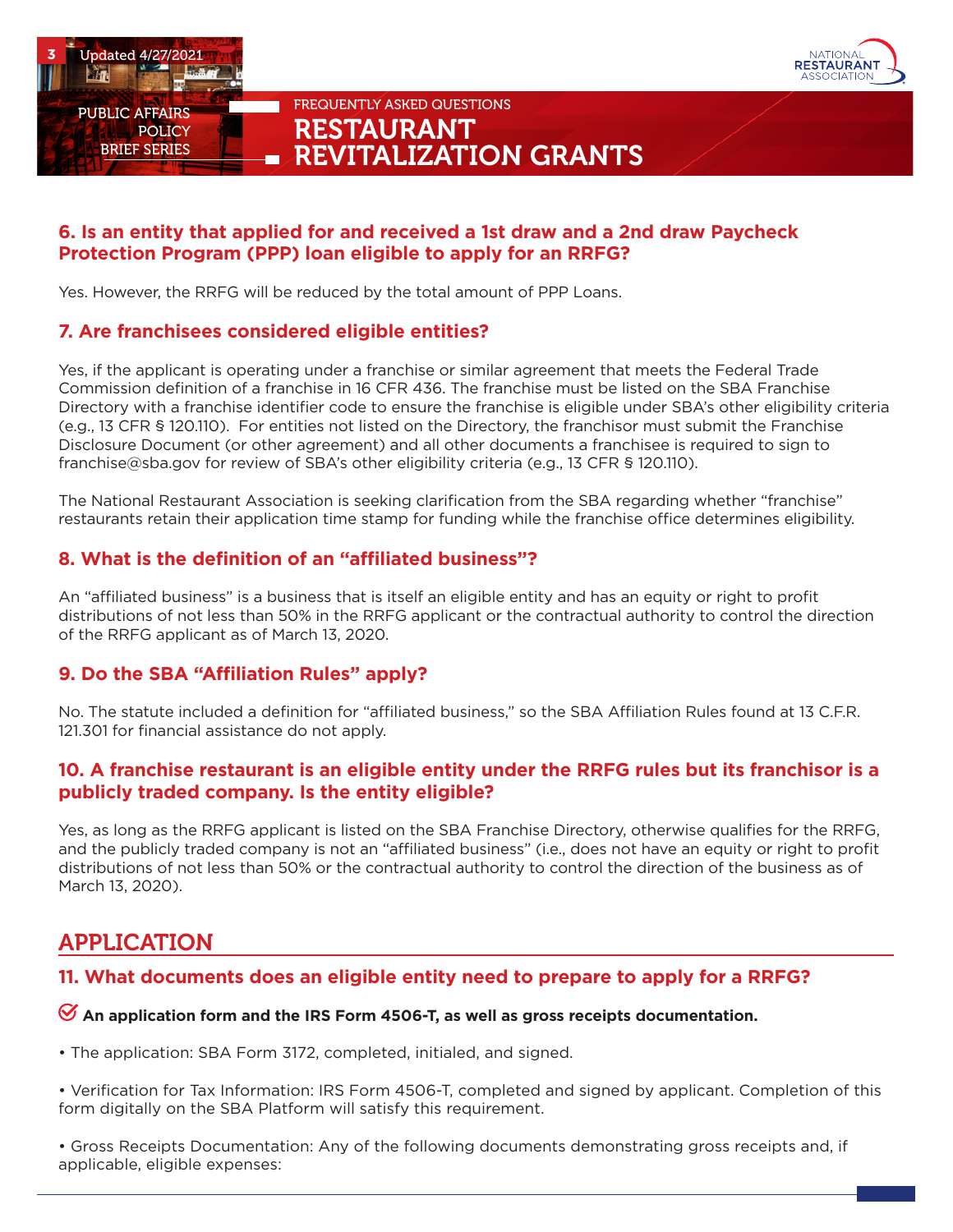### 6. Is an entity that applied for and received a 1st draw and a 2nd draw Paycheck Protection Program (PPP) loan eligible to apply for an RRFG?

Yes. However, the RRFG will be reduced by the total amount of PPP Loans.

### 7. Are franchisees considered eligible entities?

Yes, if the applicant is operating under a franchise or similar agreement that meets the Federal Trade Commission definition of a franchise in 16 CFR 436. The franchise must be listed on the SBA Franchise Directory with a franchise identifier code to ensure the franchise is eligible under SBA's other eligibility criteria (e.g., 13 CFR § 120.110). For entities not listed on the Directory, the franchisor must submit the Franchise Disclosure Document (or other agreement) and all other documents a franchisee is required to sign to franchise@sba.gov for review of SBA's other eligibility criteria (e.g., 13 CFR § 120.110).

The National Restaurant Association is seeking clarification from the SBA regarding whether "franchise" restaurants retain their application time stamp for funding while the franchise office determines eligibility.

### 8. What is the definition of an "affiliated business"?

An "affiliated business" is a business that is itself an eligible entity and has an equity or right to profit distributions of not less than 50% in the RRFG applicant or the contractual authority to control the direction of the RRFG applicant as of March 13, 2020.

### 9. Do the SBA "Affiliation Rules" apply?

No. The statute included a definition for "affiliated business," so the SBA Affiliation Rules found at 13 C.F.R. 121.301 for financial assistance do not apply.

### 10. A franchise restaurant is an eligible entity under the RRFG rules but its franchisor is a publicly traded company. Is the entity eligible?

Yes, as long as the RRFG applicant is listed on the SBA Franchise Directory, otherwise qualifies for the RRFG, and the publicly traded company is not an "affiliated business" (i.e., does not have an equity or right to profit distributions of not less than 50% or the contractual authority to control the direction of the business as of March 13, 2020).

## APPLICATION

### 11. What documents does an eligible entity need to prepare to apply for a RRFG?

**An application form and the IRS Form 4506-T, as well as gross receipts documentation.**

- The application: SBA Form 3172, completed, initialed, and signed.
- Verification for Tax Information: IRS Form 4506-T, completed and signed by applicant. Completion of this form digitally on the SBA Platform will satisfy this requirement.
- Gross Receipts Documentation: Any of the following documents demonstrating gross receipts and, if applicable, eligible expenses: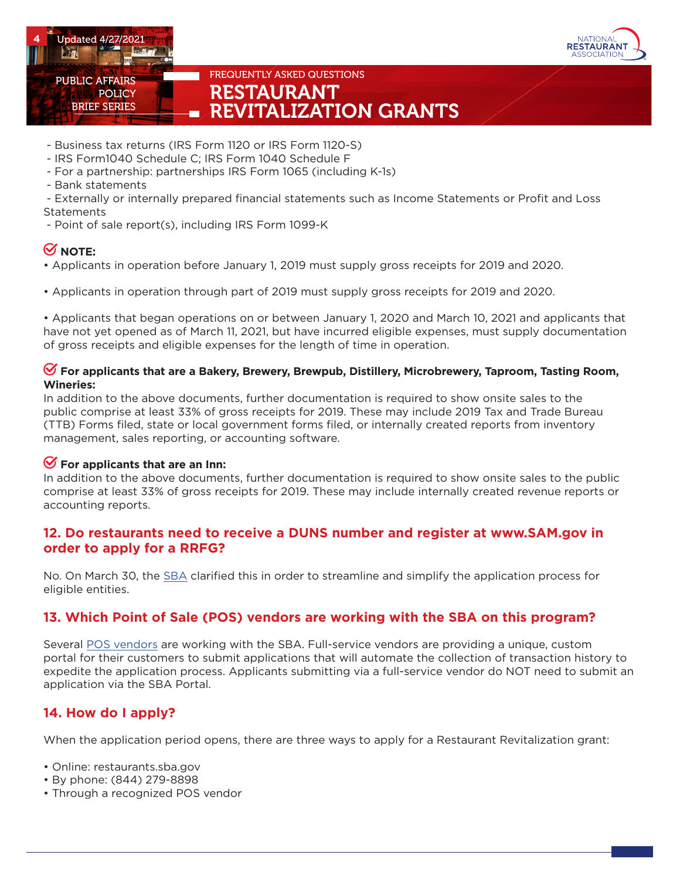- Business tax returns (IRS Form 1120 or IRS Form 1120-S)
- IRS Form1040 Schedule C; IRS Form 1040 Schedule F
- For a partnership: partnerships IRS Form 1065 (including K-1s)
- Bank statements
- Externally or internally prepared financial statements such as Income Statements or Profit and Loss Statements
- Point of sale report(s), including IRS Form 1099-K

**NOTE:**

- Applicants in operation before January 1, 2019 must supply gross receipts for 2019 and 2020.

- Applicants in operation through part of 2019 must supply gross receipts for 2019 and 2020.

- Applicants that began operations on or between January 1, 2020 and March 10, 2021 and applicants that have not yet opened as of March 11, 2021, but have incurred eligible expenses, must supply documentation of gross receipts and eligible expenses for the length of time in operation.

**For applicants that are a Bakery, Brewery, Brewpub, Distillery, Microbrewery, Taproom, Tasting Room, Wineries:**

In addition to the above documents, further documentation is required to show onsite sales to the public comprise at least 33% of gross receipts for 2019. These may include 2019 Tax and Trade Bureau (TTB) Forms filed, state or local government forms filed, or internally created reports from inventory management, sales reporting, or accounting software.

**For applicants that are an Inn:**

In addition to the above documents, further documentation is required to show onsite sales to the public comprise at least 33% of gross receipts for 2019. These may include internally created revenue reports or accounting reports.

## 12. Do restaurants need to receive a DUNS number and register at www.SAM.gov in order to apply for a RRFG?

No. On March 30, the SBA clarified this in order to streamline and simplify the application process for eligible entities.

## 13. Which Point of Sale (POS) vendors are working with the SBA on this program?

Several POS vendors are working with the SBA. Full-service vendors are providing a unique, custom portal for their customers to submit applications that will automate the collection of transaction history to expedite the application process. Applicants submitting via a full-service vendor do NOT need to submit an application via the SBA Portal.

## 14. How do I apply?

When the application period opens, there are three ways to apply for a Restaurant Revitalization grant:

- Online: restaurants.sba.gov
- By phone: (844) 279-8898
- Through a recognized POS vendor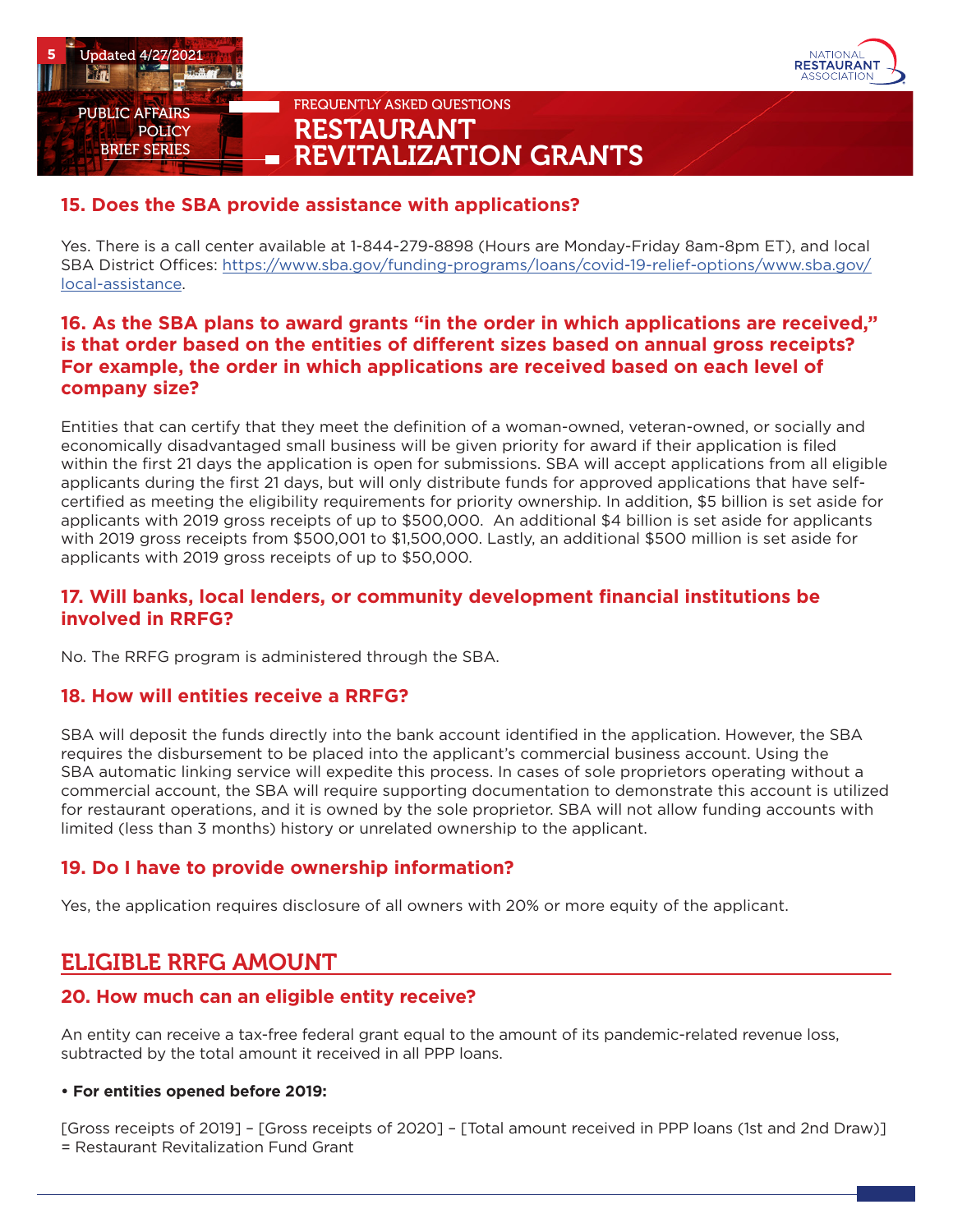### 15. Does the SBA provide assistance with applications?

Yes. There is a call center available at 1-844-279-8898 (Hours are Monday-Friday 8am-8pm ET), and local SBA District Offices: [https://www.sba.gov/funding-programs/loans/covid-19-relief-options/www.sba.gov/local-assistance](https://www.sba.gov/funding-programs/loans/covid-19-relief-options/www.sba.gov/local-assistance).

### 16. As the SBA plans to award grants "in the order in which applications are received," is that order based on the entities of different sizes based on annual gross receipts? For example, the order in which applications are received based on each level of company size?

Entities that can certify that they meet the definition of a woman-owned, veteran-owned, or socially and economically disadvantaged small business will be given priority for award if their application is filed within the first 21 days the application is open for submissions. SBA will accept applications from all eligible applicants during the first 21 days, but will only distribute funds for approved applications that have self-certified as meeting the eligibility requirements for priority ownership. In addition, $5 billion is set aside for applicants with 2019 gross receipts of up to $500,000. An additional $4 billion is set aside for applicants with 2019 gross receipts from $500,001 to $1,500,000. Lastly, an additional $500 million is set aside for applicants with 2019 gross receipts of up to $50,000.

### 17. Will banks, local lenders, or community development financial institutions be involved in RRFG?

No. The RRFG program is administered through the SBA.

### 18. How will entities receive a RRFG?

SBA will deposit the funds directly into the bank account identified in the application. However, the SBA requires the disbursement to be placed into the applicant's commercial business account. Using the SBA automatic linking service will expedite this process. In cases of sole proprietors operating without a commercial account, the SBA will require supporting documentation to demonstrate this account is utilized for restaurant operations, and it is owned by the sole proprietor. SBA will not allow funding accounts with limited (less than 3 months) history or unrelated ownership to the applicant.

### 19. Do I have to provide ownership information?

Yes, the application requires disclosure of all owners with 20% or more equity of the applicant.

## ELIGIBLE RRFG AMOUNT

### 20. How much can an eligible entity receive?

An entity can receive a tax-free federal grant equal to the amount of its pandemic-related revenue loss, subtracted by the total amount it received in all PPP loans.

- **For entities opened before 2019:**

[Gross receipts of 2019] – [Gross receipts of 2020] – [Total amount received in PPP loans (1st and 2nd Draw)] = Restaurant Revitalization Fund Grant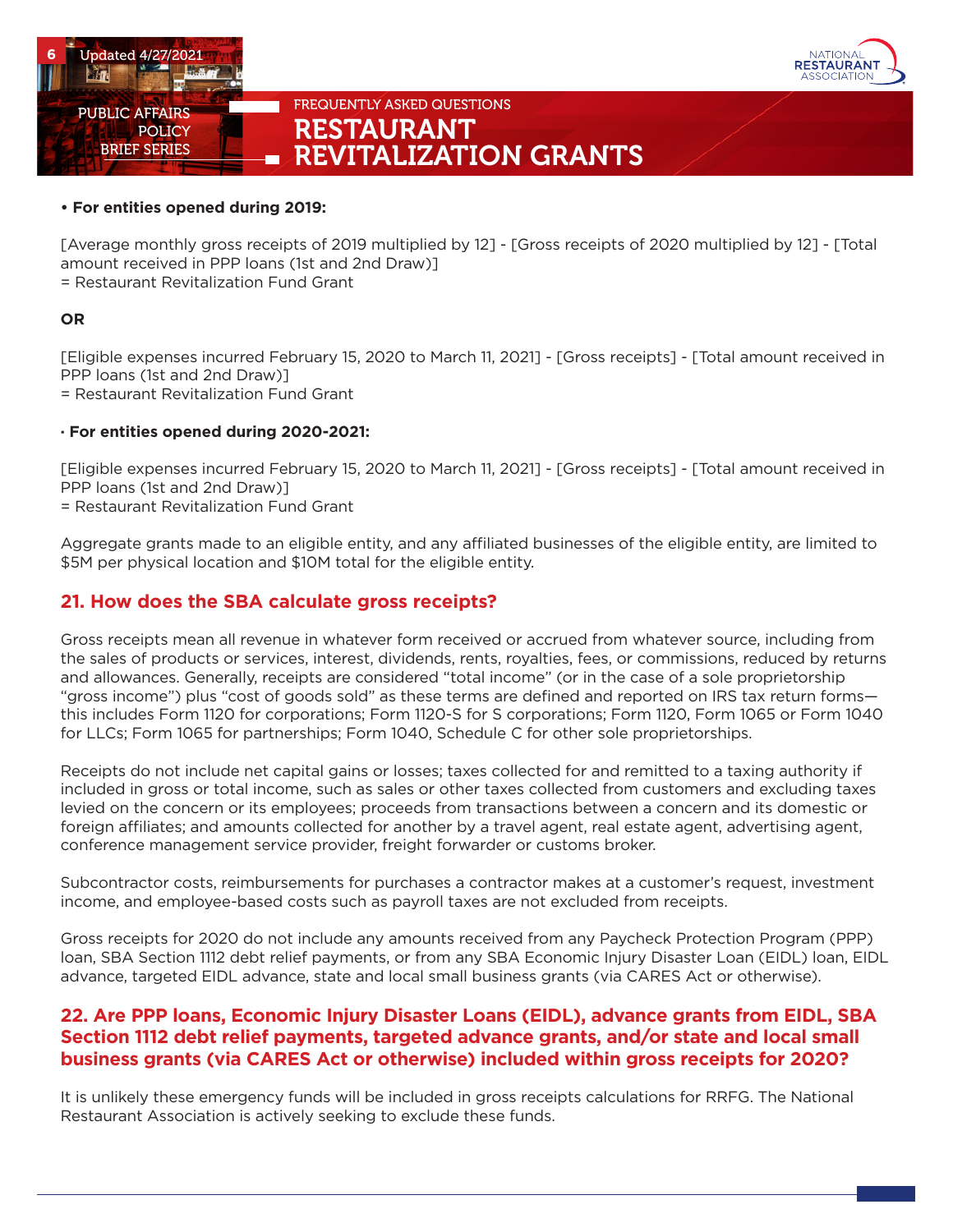**• For entities opened during 2019:**

[Average monthly gross receipts of 2019 multiplied by 12] - [Gross receipts of 2020 multiplied by 12] - [Total amount received in PPP loans (1st and 2nd Draw)]
= Restaurant Revitalization Fund Grant

**OR**

[Eligible expenses incurred February 15, 2020 to March 11, 2021] - [Gross receipts] - [Total amount received in PPP loans (1st and 2nd Draw)]
= Restaurant Revitalization Fund Grant

**· For entities opened during 2020-2021:**

[Eligible expenses incurred February 15, 2020 to March 11, 2021] - [Gross receipts] - [Total amount received in PPP loans (1st and 2nd Draw)]
= Restaurant Revitalization Fund Grant

Aggregate grants made to an eligible entity, and any affiliated businesses of the eligible entity, are limited to $5M per physical location and $10M total for the eligible entity.

## 21. How does the SBA calculate gross receipts?

Gross receipts mean all revenue in whatever form received or accrued from whatever source, including from the sales of products or services, interest, dividends, rents, royalties, fees, or commissions, reduced by returns and allowances. Generally, receipts are considered "total income" (or in the case of a sole proprietorship "gross income") plus "cost of goods sold" as these terms are defined and reported on IRS tax return forms—this includes Form 1120 for corporations; Form 1120-S for S corporations; Form 1120, Form 1065 or Form 1040 for LLCs; Form 1065 for partnerships; Form 1040, Schedule C for other sole proprietorships.

Receipts do not include net capital gains or losses; taxes collected for and remitted to a taxing authority if included in gross or total income, such as sales or other taxes collected from customers and excluding taxes levied on the concern or its employees; proceeds from transactions between a concern and its domestic or foreign affiliates; and amounts collected for another by a travel agent, real estate agent, advertising agent, conference management service provider, freight forwarder or customs broker.

Subcontractor costs, reimbursements for purchases a contractor makes at a customer's request, investment income, and employee-based costs such as payroll taxes are not excluded from receipts.

Gross receipts for 2020 do not include any amounts received from any Paycheck Protection Program (PPP) loan, SBA Section 1112 debt relief payments, or from any SBA Economic Injury Disaster Loan (EIDL) loan, EIDL advance, targeted EIDL advance, state and local small business grants (via CARES Act or otherwise).

## 22. Are PPP loans, Economic Injury Disaster Loans (EIDL), advance grants from EIDL, SBA Section 1112 debt relief payments, targeted advance grants, and/or state and local small business grants (via CARES Act or otherwise) included within gross receipts for 2020?

It is unlikely these emergency funds will be included in gross receipts calculations for RRFG. The National Restaurant Association is actively seeking to exclude these funds.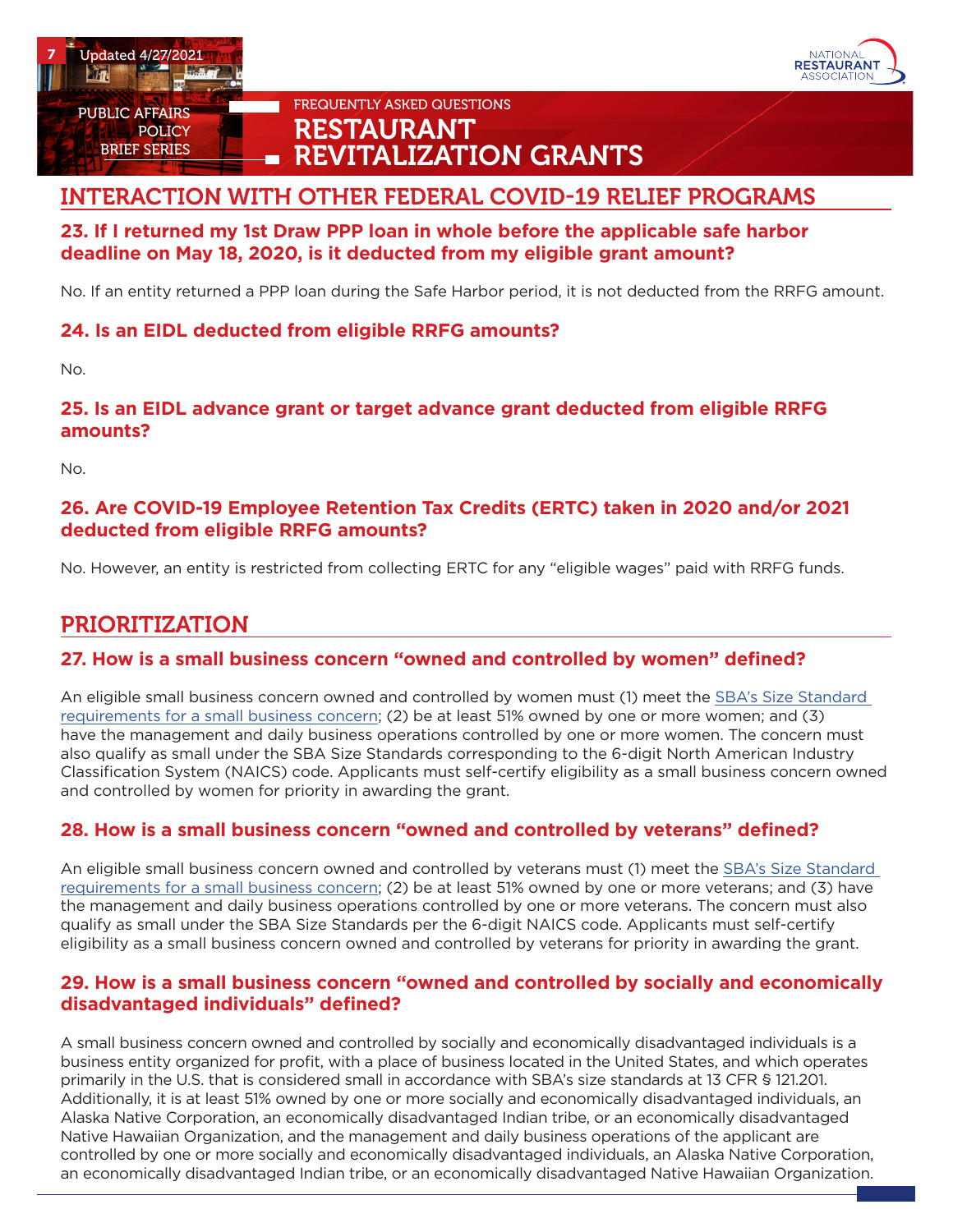## INTERACTION WITH OTHER FEDERAL COVID-19 RELIEF PROGRAMS

### 23. If I returned my 1st Draw PPP loan in whole before the applicable safe harbor deadline on May 18, 2020, is it deducted from my eligible grant amount?

No. If an entity returned a PPP loan during the Safe Harbor period, it is not deducted from the RRFG amount.

### 24. Is an EIDL deducted from eligible RRFG amounts?

No.

### 25. Is an EIDL advance grant or target advance grant deducted from eligible RRFG amounts?

No.

### 26. Are COVID-19 Employee Retention Tax Credits (ERTC) taken in 2020 and/or 2021 deducted from eligible RRFG amounts?

No. However, an entity is restricted from collecting ERTC for any "eligible wages" paid with RRFG funds.

## PRIORITIZATION

### 27. How is a small business concern "owned and controlled by women" defined?

An eligible small business concern owned and controlled by women must (1) meet the SBA's Size Standard requirements for a small business concern; (2) be at least 51% owned by one or more women; and (3) have the management and daily business operations controlled by one or more women. The concern must also qualify as small under the SBA Size Standards corresponding to the 6-digit North American Industry Classification System (NAICS) code. Applicants must self-certify eligibility as a small business concern owned and controlled by women for priority in awarding the grant.

### 28. How is a small business concern "owned and controlled by veterans" defined?

An eligible small business concern owned and controlled by veterans must (1) meet the SBA's Size Standard requirements for a small business concern; (2) be at least 51% owned by one or more veterans; and (3) have the management and daily business operations controlled by one or more veterans. The concern must also qualify as small under the SBA Size Standards per the 6-digit NAICS code. Applicants must self-certify eligibility as a small business concern owned and controlled by veterans for priority in awarding the grant.

### 29. How is a small business concern "owned and controlled by socially and economically disadvantaged individuals" defined?

A small business concern owned and controlled by socially and economically disadvantaged individuals is a business entity organized for profit, with a place of business located in the United States, and which operates primarily in the U.S. that is considered small in accordance with SBA's size standards at 13 CFR § 121.201. Additionally, it is at least 51% owned by one or more socially and economically disadvantaged individuals, an Alaska Native Corporation, an economically disadvantaged Indian tribe, or an economically disadvantaged Native Hawaiian Organization, and the management and daily business operations of the applicant are controlled by one or more socially and economically disadvantaged individuals, an Alaska Native Corporation, an economically disadvantaged Indian tribe, or an economically disadvantaged Native Hawaiian Organization.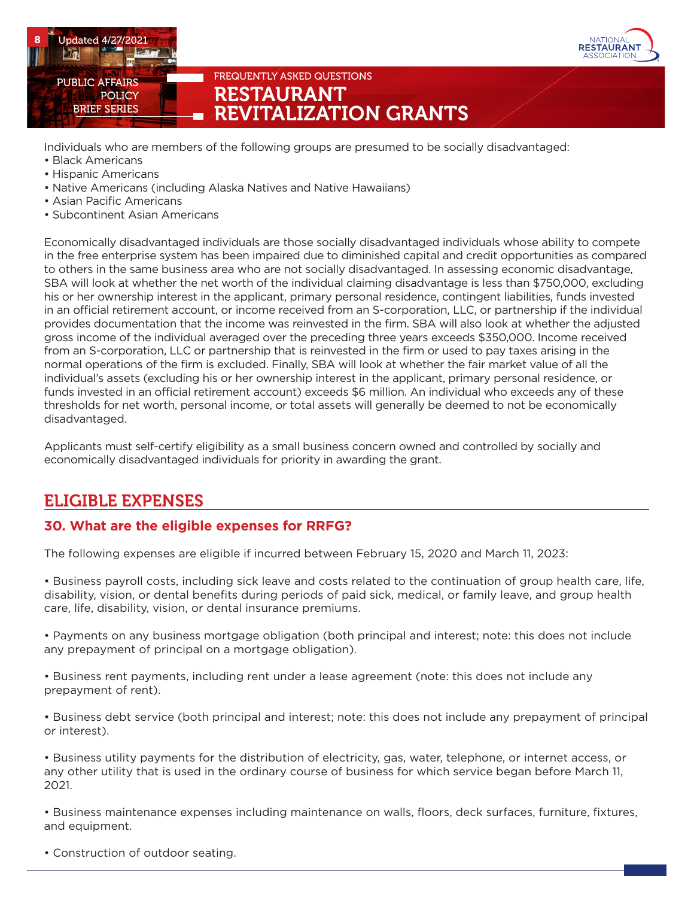Individuals who are members of the following groups are presumed to be socially disadvantaged:

- Black Americans
- Hispanic Americans
- Native Americans (including Alaska Natives and Native Hawaiians)
- Asian Pacific Americans
- Subcontinent Asian Americans

Economically disadvantaged individuals are those socially disadvantaged individuals whose ability to compete in the free enterprise system has been impaired due to diminished capital and credit opportunities as compared to others in the same business area who are not socially disadvantaged. In assessing economic disadvantage, SBA will look at whether the net worth of the individual claiming disadvantage is less than $750,000, excluding his or her ownership interest in the applicant, primary personal residence, contingent liabilities, funds invested in an official retirement account, or income received from an S-corporation, LLC, or partnership if the individual provides documentation that the income was reinvested in the firm. SBA will also look at whether the adjusted gross income of the individual averaged over the preceding three years exceeds $350,000. Income received from an S-corporation, LLC or partnership that is reinvested in the firm or used to pay taxes arising in the normal operations of the firm is excluded. Finally, SBA will look at whether the fair market value of all the individual's assets (excluding his or her ownership interest in the applicant, primary personal residence, or funds invested in an official retirement account) exceeds $6 million. An individual who exceeds any of these thresholds for net worth, personal income, or total assets will generally be deemed to not be economically disadvantaged.

Applicants must self-certify eligibility as a small business concern owned and controlled by socially and economically disadvantaged individuals for priority in awarding the grant.

## ELIGIBLE EXPENSES

### 30. What are the eligible expenses for RRFG?

The following expenses are eligible if incurred between February 15, 2020 and March 11, 2023:

- Business payroll costs, including sick leave and costs related to the continuation of group health care, life, disability, vision, or dental benefits during periods of paid sick, medical, or family leave, and group health care, life, disability, vision, or dental insurance premiums.

- Payments on any business mortgage obligation (both principal and interest; note: this does not include any prepayment of principal on a mortgage obligation).

- Business rent payments, including rent under a lease agreement (note: this does not include any prepayment of rent).

- Business debt service (both principal and interest; note: this does not include any prepayment of principal or interest).

- Business utility payments for the distribution of electricity, gas, water, telephone, or internet access, or any other utility that is used in the ordinary course of business for which service began before March 11, 2021.

- Business maintenance expenses including maintenance on walls, floors, deck surfaces, furniture, fixtures, and equipment.

- Construction of outdoor seating.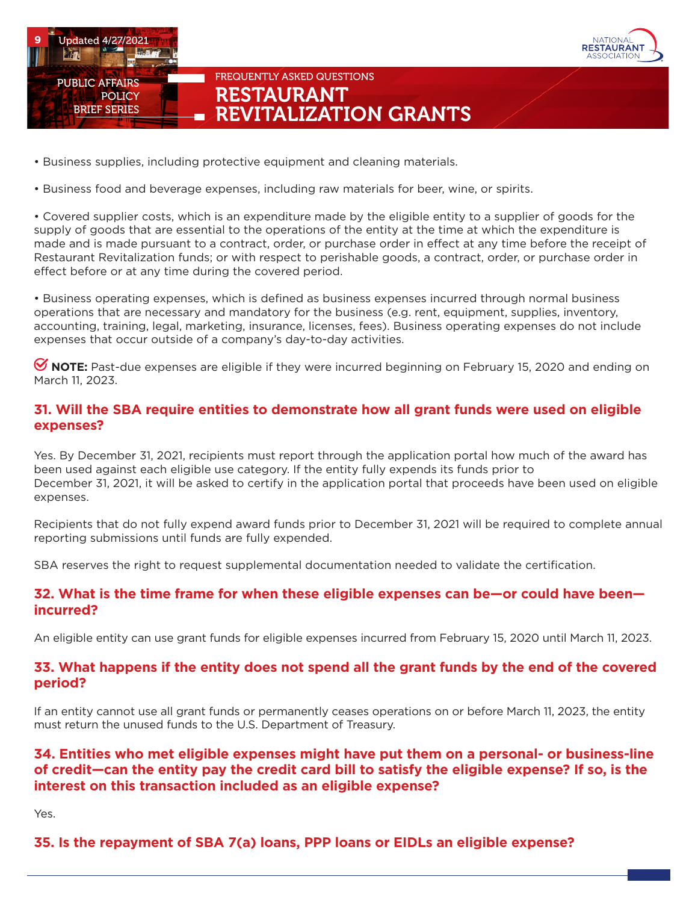• Business supplies, including protective equipment and cleaning materials.

• Business food and beverage expenses, including raw materials for beer, wine, or spirits.

• Covered supplier costs, which is an expenditure made by the eligible entity to a supplier of goods for the supply of goods that are essential to the operations of the entity at the time at which the expenditure is made and is made pursuant to a contract, order, or purchase order in effect at any time before the receipt of Restaurant Revitalization funds; or with respect to perishable goods, a contract, order, or purchase order in effect before or at any time during the covered period.

• Business operating expenses, which is defined as business expenses incurred through normal business operations that are necessary and mandatory for the business (e.g. rent, equipment, supplies, inventory, accounting, training, legal, marketing, insurance, licenses, fees). Business operating expenses do not include expenses that occur outside of a company's day-to-day activities.

**NOTE:** Past-due expenses are eligible if they were incurred beginning on February 15, 2020 and ending on March 11, 2023.

### 31. Will the SBA require entities to demonstrate how all grant funds were used on eligible expenses?

Yes. By December 31, 2021, recipients must report through the application portal how much of the award has been used against each eligible use category. If the entity fully expends its funds prior to December 31, 2021, it will be asked to certify in the application portal that proceeds have been used on eligible expenses.

Recipients that do not fully expend award funds prior to December 31, 2021 will be required to complete annual reporting submissions until funds are fully expended.

SBA reserves the right to request supplemental documentation needed to validate the certification.

### 32. What is the time frame for when these eligible expenses can be—or could have been—incurred?

An eligible entity can use grant funds for eligible expenses incurred from February 15, 2020 until March 11, 2023.

### 33. What happens if the entity does not spend all the grant funds by the end of the covered period?

If an entity cannot use all grant funds or permanently ceases operations on or before March 11, 2023, the entity must return the unused funds to the U.S. Department of Treasury.

### 34. Entities who met eligible expenses might have put them on a personal- or business-line of credit—can the entity pay the credit card bill to satisfy the eligible expense? If so, is the interest on this transaction included as an eligible expense?

Yes.

### 35. Is the repayment of SBA 7(a) loans, PPP loans or EIDLs an eligible expense?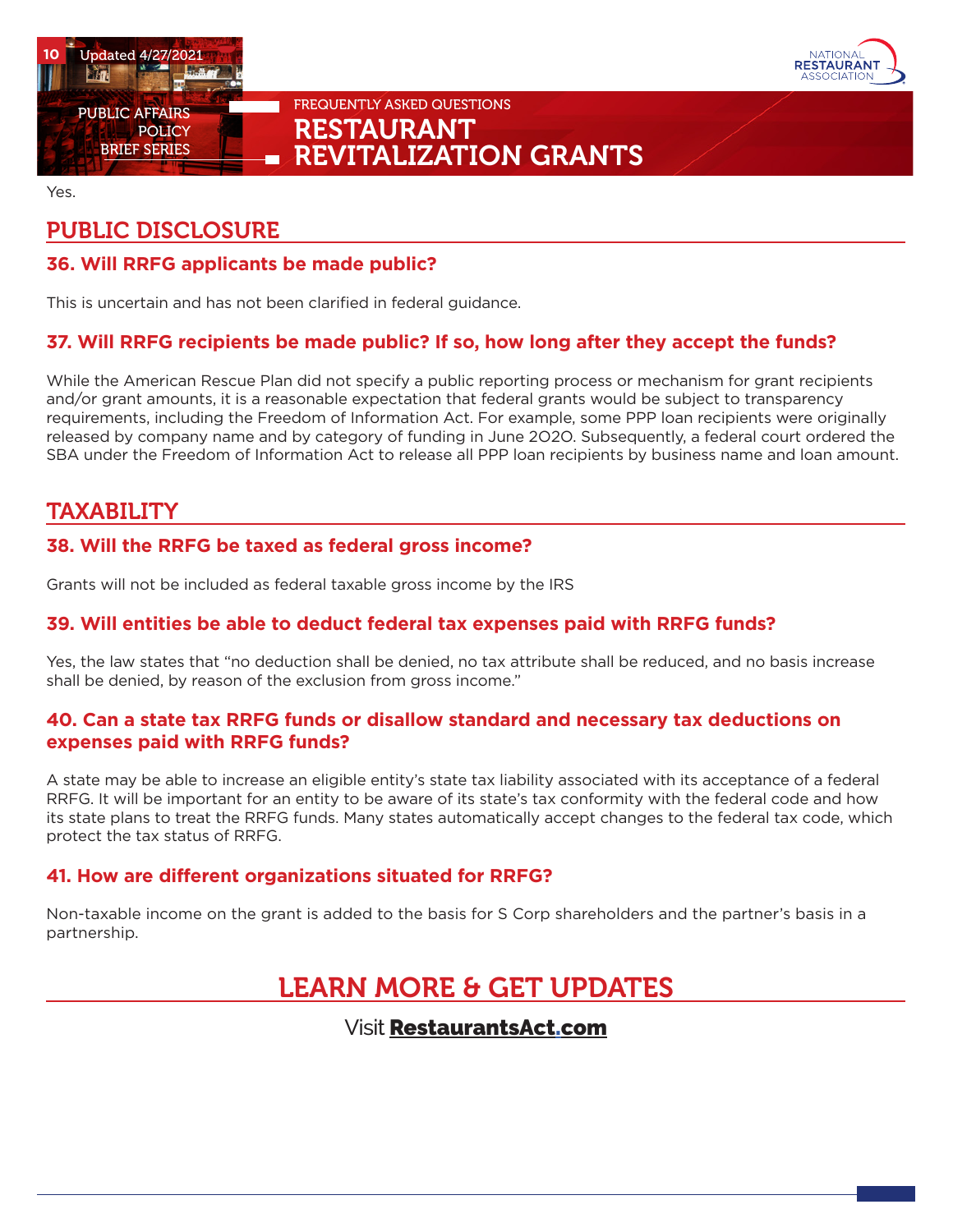Yes.

## PUBLIC DISCLOSURE

### 36. Will RRFG applicants be made public?

This is uncertain and has not been clarified in federal guidance.

### 37. Will RRFG recipients be made public? If so, how long after they accept the funds?

While the American Rescue Plan did not specify a public reporting process or mechanism for grant recipients and/or grant amounts, it is a reasonable expectation that federal grants would be subject to transparency requirements, including the Freedom of Information Act. For example, some PPP loan recipients were originally released by company name and by category of funding in June 2020. Subsequently, a federal court ordered the SBA under the Freedom of Information Act to release all PPP loan recipients by business name and loan amount.

## TAXABILITY

### 38. Will the RRFG be taxed as federal gross income?

Grants will not be included as federal taxable gross income by the IRS

### 39. Will entities be able to deduct federal tax expenses paid with RRFG funds?

Yes, the law states that "no deduction shall be denied, no tax attribute shall be reduced, and no basis increase shall be denied, by reason of the exclusion from gross income."

### 40. Can a state tax RRFG funds or disallow standard and necessary tax deductions on expenses paid with RRFG funds?

A state may be able to increase an eligible entity's state tax liability associated with its acceptance of a federal RRFG. It will be important for an entity to be aware of its state's tax conformity with the federal code and how its state plans to treat the RRFG funds. Many states automatically accept changes to the federal tax code, which protect the tax status of RRFG.

### 41. How are different organizations situated for RRFG?

Non-taxable income on the grant is added to the basis for S Corp shareholders and the partner's basis in a partnership.

## LEARN MORE & GET UPDATES

Visit **RestaurantsAct.com**